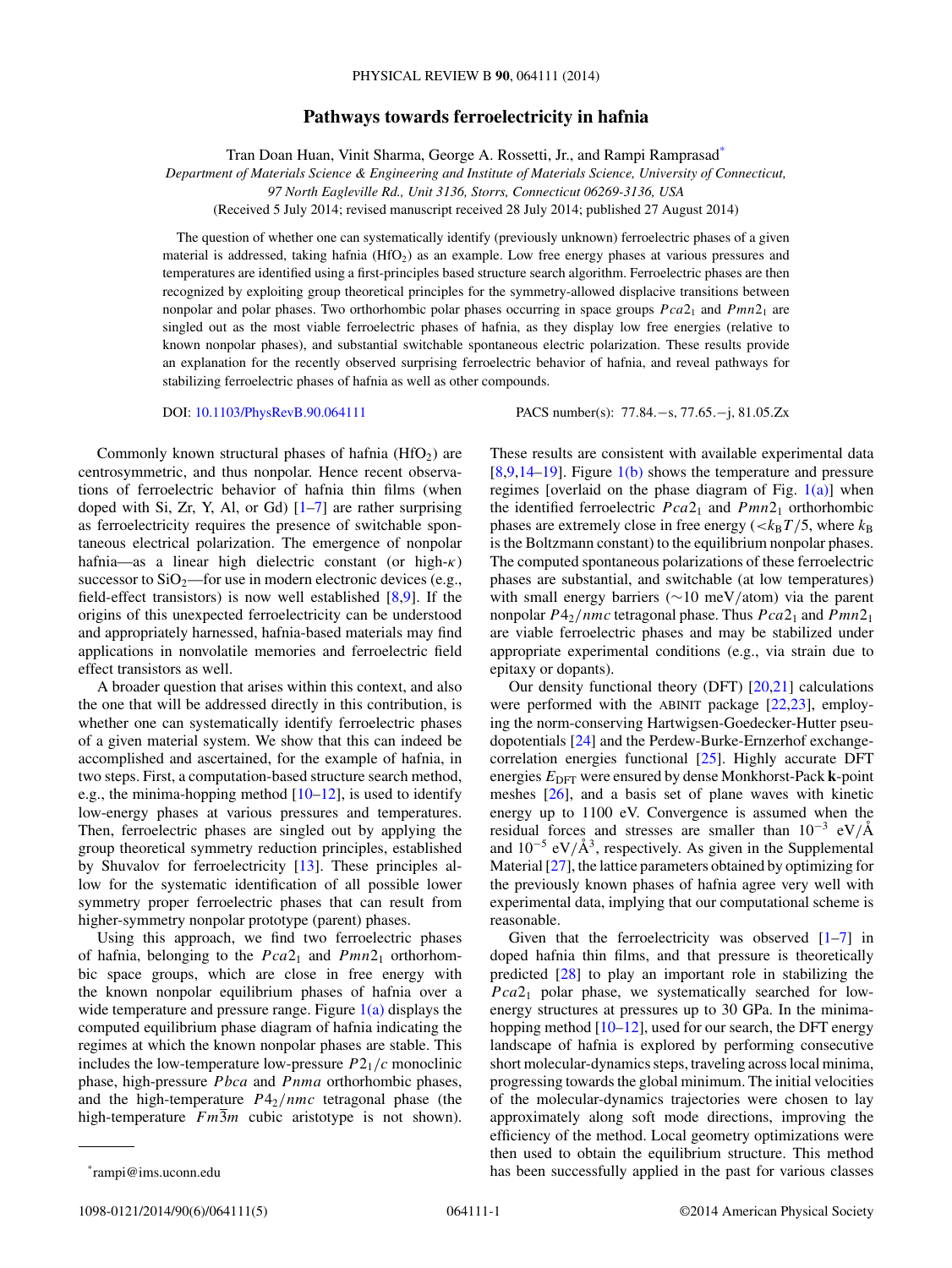# Pathways towards ferroelectricity in hafnia

Tran Doan Huan, Vinit Sharma, George A. Rossetti, Jr., and Rampi Ramprasad[*]

*Department of Materials Science & Engineering and Institute of Materials Science, University of Connecticut, 97 North Eagleville Rd., Unit 3136, Storrs, Connecticut 06269-3136, USA*

(Received 5 July 2014; revised manuscript received 28 July 2014; published 27 August 2014)

The question of whether one can systematically identify (previously unknown) ferroelectric phases of a given material is addressed, taking hafnia ($HfO_2$) as an example. Low free energy phases at various pressures and temperatures are identified using a first-principles based structure search algorithm. Ferroelectric phases are then recognized by exploiting group theoretical principles for the symmetry-allowed displacive transitions between nonpolar and polar phases. Two orthorhombic polar phases occurring in space groups $Pca2_1$ and $Pmn2_1$ are singled out as the most viable ferroelectric phases of hafnia, as they display low free energies (relative to known nonpolar phases), and substantial switchable spontaneous electric polarization. These results provide an explanation for the recently observed surprising ferroelectric behavior of hafnia, and reveal pathways for stabilizing ferroelectric phases of hafnia as well as other compounds.

DOI: 10.1103/PhysRevB.90.064111 PACS number(s): 77.84.−s, 77.65.−j, 81.05.Zx

Commonly known structural phases of hafnia ($HfO_2$) are centrosymmetric, and thus nonpolar. Hence recent observations of ferroelectric behavior of hafnia thin films (when doped with Si, Zr, Y, Al, or Gd) [1–7] are rather surprising as ferroelectricity requires the presence of switchable spontaneous electrical polarization. The emergence of nonpolar hafnia—as a linear high dielectric constant (or high-$\kappa$) successor to $SiO_2$—for use in modern electronic devices (e.g., field-effect transistors) is now well established [8,9]. If the origins of this unexpected ferroelectricity can be understood and appropriately harnessed, hafnia-based materials may find applications in nonvolatile memories and ferroelectric field effect transistors as well.

A broader question that arises within this context, and also the one that will be addressed directly in this contribution, is whether one can systematically identify ferroelectric phases of a given material system. We show that this can indeed be accomplished and ascertained, for the example of hafnia, in two steps. First, a computation-based structure search method, e.g., the minima-hopping method [10–12], is used to identify low-energy phases at various pressures and temperatures. Then, ferroelectric phases are singled out by applying the group theoretical symmetry reduction principles, established by Shuvalov for ferroelectricity [13]. These principles allow for the systematic identification of all possible lower symmetry proper ferroelectric phases that can result from higher-symmetry nonpolar prototype (parent) phases.

Using this approach, we find two ferroelectric phases of hafnia, belonging to the $Pca2_1$ and $Pmn2_1$ orthorhombic space groups, which are close in free energy with the known nonpolar equilibrium phases of hafnia over a wide temperature and pressure range. Figure 1(a) displays the computed equilibrium phase diagram of hafnia indicating the regimes at which the known nonpolar phases are stable. This includes the low-temperature low-pressure $P2_1/c$ monoclinic phase, high-pressure $Pbca$ and $Pnma$ orthorhombic phases, and the high-temperature $P4_2/nmc$ tetragonal phase (the high-temperature $Fm\bar{3}m$ cubic aristotype is not shown). These results are consistent with available experimental data [8,9,14–19]. Figure 1(b) shows the temperature and pressure regimes [overlaid on the phase diagram of Fig. 1(a)] when the identified ferroelectric $Pca2_1$ and $Pmn2_1$ orthorhombic phases are extremely close in free energy ($<k_BT/5$, where $k_B$ is the Boltzmann constant) to the equilibrium nonpolar phases. The computed spontaneous polarizations of these ferroelectric phases are substantial, and switchable (at low temperatures) with small energy barriers ($\sim$10 meV/atom) via the parent nonpolar $P4_2/nmc$ tetragonal phase. Thus $Pca2_1$ and $Pmn2_1$ are viable ferroelectric phases and may be stabilized under appropriate experimental conditions (e.g., via strain due to epitaxy or dopants).

Our density functional theory (DFT) [20,21] calculations were performed with the ABINIT package [22,23], employing the norm-conserving Hartwigsen-Goedecker-Hutter pseudopotentials [24] and the Perdew-Burke-Ernzerhof exchange-correlation energies functional [25]. Highly accurate DFT energies $E_{DFT}$ were ensured by dense Monkhorst-Pack **k**-point meshes [26], and a basis set of plane waves with kinetic energy up to 1100 eV. Convergence is assumed when the residual forces and stresses are smaller than $10^{-3}$ eV/Å and $10^{-5}$ eV/Å$^3$, respectively. As given in the Supplemental Material [27], the lattice parameters obtained by optimizing for the previously known phases of hafnia agree very well with experimental data, implying that our computational scheme is reasonable.

Given that the ferroelectricity was observed [1–7] in doped hafnia thin films, and that pressure is theoretically predicted [28] to play an important role in stabilizing the $Pca2_1$ polar phase, we systematically searched for low-energy structures at pressures up to 30 GPa. In the minima-hopping method [10–12], used for our search, the DFT energy landscape of hafnia is explored by performing consecutive short molecular-dynamics steps, traveling across local minima, progressing towards the global minimum. The initial velocities of the molecular-dynamics trajectories were chosen to lay approximately along soft mode directions, improving the efficiency of the method. Local geometry optimizations were then used to obtain the equilibrium structure. This method has been successfully applied in the past for various classes

[*] rampi@ims.uconn.edu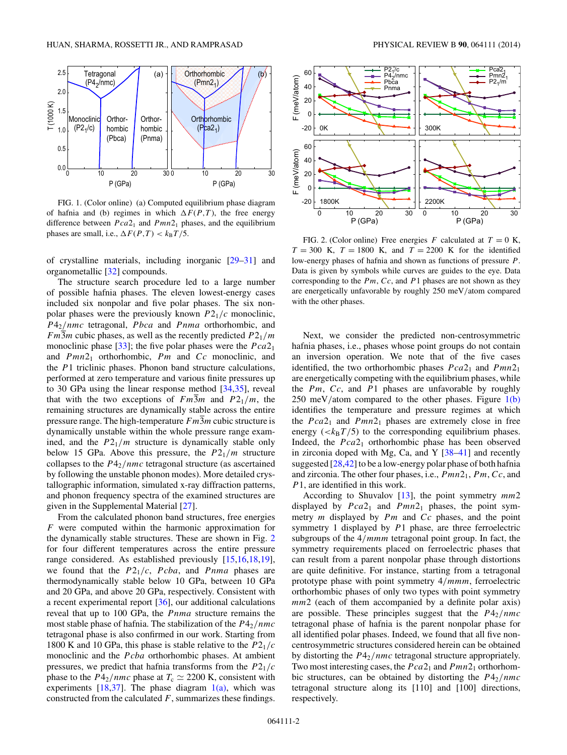FIG. 1. (Color online) (a) Computed equilibrium phase diagram of hafnia and (b) regimes in which $\Delta F(P,T)$, the free energy difference between $Pca2_1$ and $Pmn2_1$ phases, and the equilibrium phases are small, i.e., $\Delta F(P,T) < k_B T/5$.

of crystalline materials, including inorganic [29–31] and organometallic [32] compounds.

The structure search procedure led to a large number of possible hafnia phases. The eleven lowest-energy cases included six nonpolar and five polar phases. The six nonpolar phases were the previously known $P2_1/c$ monoclinic, $P4_2/nmc$ tetragonal, $Pbca$ and $Pnma$ orthorhombic, and $Fm\bar{3}m$ cubic phases, as well as the recently predicted $P2_1/m$ monoclinic phase [33]; the five polar phases were the $Pca2_1$ and $Pmn2_1$ orthorhombic, $Pm$ and $Cc$ monoclinic, and the $P1$ triclinic phases. Phonon band structure calculations, performed at zero temperature and various finite pressures up to 30 GPa using the linear response method [34,35], reveal that with the two exceptions of $Fm\bar{3}m$ and $P2_1/m$, the remaining structures are dynamically stable across the entire pressure range. The high-temperature $Fm\bar{3}m$ cubic structure is dynamically unstable within the whole pressure range examined, and the $P2_1/m$ structure is dynamically stable only below 15 GPa. Above this pressure, the $P2_1/m$ structure collapses to the $P4_2/nmc$ tetragonal structure (as ascertained by following the unstable phonon modes). More detailed crystallographic information, simulated x-ray diffraction patterns, and phonon frequency spectra of the examined structures are given in the Supplemental Material [27].

From the calculated phonon band structures, free energies $F$ were computed within the harmonic approximation for the dynamically stable structures. These are shown in Fig. 2 for four different temperatures across the entire pressure range considered. As established previously [15,16,18,19], we found that the $P2_1/c$, $Pcba$, and $Pnma$ phases are thermodynamically stable below 10 GPa, between 10 GPa and 20 GPa, and above 20 GPa, respectively. Consistent with a recent experimental report [36], our additional calculations reveal that up to 100 GPa, the $Pnma$ structure remains the most stable phase of hafnia. The stabilization of the $P4_2/nmc$ tetragonal phase is also confirmed in our work. Starting from 1800 K and 10 GPa, this phase is stable relative to the $P2_1/c$ monoclinic and the $Pcba$ orthorhombic phases. At ambient pressures, we predict that hafnia transforms from the $P2_1/c$ phase to the $P4_2/nmc$ phase at $T_c \simeq 2200$ K, consistent with experiments [18,37]. The phase diagram 1(a), which was constructed from the calculated $F$, summarizes these findings.

FIG. 2. (Color online) Free energies $F$ calculated at $T = 0$ K, $T = 300$ K, $T = 1800$ K, and $T = 2200$ K for the identified low-energy phases of hafnia and shown as functions of pressure $P$. Data is given by symbols while curves are guides to the eye. Data corresponding to the $Pm$, $Cc$, and $P1$ phases are not shown as they are energetically unfavorable by roughly 250 meV/atom compared with the other phases.

Next, we consider the predicted non-centrosymmetric hafnia phases, i.e., phases whose point groups do not contain an inversion operation. We note that of the five cases identified, the two orthorhombic phases $Pca2_1$ and $Pmn2_1$ are energetically competing with the equilibrium phases, while the $Pm$, $Cc$, and $P1$ phases are unfavorable by roughly 250 meV/atom compared to the other phases. Figure 1(b) identifies the temperature and pressure regimes at which the $Pca2_1$ and $Pmn2_1$ phases are extremely close in free energy ($<k_B T/5$) to the corresponding equilibrium phases. Indeed, the $Pca2_1$ orthorhombic phase has been observed in zirconia doped with Mg, Ca, and Y [38–41] and recently suggested [28,42] to be a low-energy polar phase of both hafnia and zirconia. The other four phases, i.e., $Pmn2_1$, $Pm$, $Cc$, and $P1$, are identified in this work.

According to Shuvalov [13], the point symmetry $mm2$ displayed by $Pca2_1$ and $Pmn2_1$ phases, the point symmetry $m$ displayed by $Pm$ and $Cc$ phases, and the point symmetry 1 displayed by $P1$ phase, are three ferroelectric subgroups of the $4/mmm$ tetragonal point group. In fact, the symmetry requirements placed on ferroelectric phases that can result from a parent nonpolar phase through distortions are quite definitive. For instance, starting from a tetragonal prototype phase with point symmetry $4/mmm$, ferroelectric orthorhombic phases of only two types with point symmetry $mm2$ (each of them accompanied by a definite polar axis) are possible. These principles suggest that the $P4_2/nmc$ tetragonal phase of hafnia is the parent nonpolar phase for all identified polar phases. Indeed, we found that all five noncentrosymmetric structures considered herein can be obtained by distorting the $P4_2/nmc$ tetragonal structure appropriately. Two most interesting cases, the $Pca2_1$ and $Pmn2_1$ orthorhombic structures, can be obtained by distorting the $P4_2/nmc$ tetragonal structure along its [110] and [100] directions, respectively.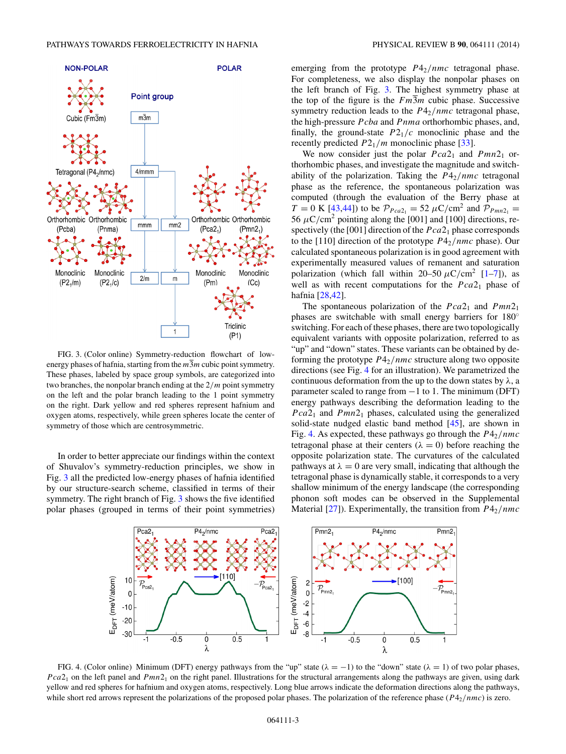FIG. 3. (Color online) Symmetry-reduction flowchart of low-energy phases of hafnia, starting from the $m\bar{3}m$ cubic point symmetry. These phases, labeled by space group symbols, are categorized into two branches, the nonpolar branch ending at the $2/m$ point symmetry on the left and the polar branch leading to the 1 point symmetry on the right. Dark yellow and red spheres represent hafnium and oxygen atoms, respectively, while green spheres locate the center of symmetry of those which are centrosymmetric.

In order to better appreciate our findings within the context of Shuvalov's symmetry-reduction principles, we show in Fig. 3 all the predicted low-energy phases of hafnia identified by our structure-search scheme, classified in terms of their symmetry. The right branch of Fig. 3 shows the five identified polar phases (grouped in terms of their point symmetries) emerging from the prototype $P4_2/nmc$ tetragonal phase. For completeness, we also display the nonpolar phases on the left branch of Fig. 3. The highest symmetry phase at the top of the figure is the $Fm\bar{3}m$ cubic phase. Successive symmetry reduction leads to the $P4_2/nmc$ tetragonal phase, the high-pressure $Pcba$ and $Pnma$ orthorhombic phases, and, finally, the ground-state $P2_1/c$ monoclinic phase and the recently predicted $P2_1/m$ monoclinic phase [33].

We now consider just the polar $Pca2_1$ and $Pmn2_1$ orthorhombic phases, and investigate the magnitude and switchability of the polarization. Taking the $P4_2/nmc$ tetragonal phase as the reference, the spontaneous polarization was computed (through the evaluation of the Berry phase at $T = 0$ K [43,44]) to be $\mathcal{P}_{Pca2_1} = 52\ \mu\text{C/cm}^2$ and $\mathcal{P}_{Pmn2_1} = 56\ \mu\text{C/cm}^2$ pointing along the [001] and [100] directions, respectively (the [001] direction of the $Pca2_1$ phase corresponds to the [110] direction of the prototype $P4_2/nmc$ phase). Our calculated spontaneous polarization is in good agreement with experimentally measured values of remanent and saturation polarization (which fall within 20–50 $\mu\text{C/cm}^2$ [1–7]), as well as with recent computations for the $Pca2_1$ phase of hafnia [28,42].

The spontaneous polarization of the $Pca2_1$ and $Pmn2_1$ phases are switchable with small energy barriers for 180° switching. For each of these phases, there are two topologically equivalent variants with opposite polarization, referred to as "up" and "down" states. These variants can be obtained by deforming the prototype $P4_2/nmc$ structure along two opposite directions (see Fig. 4 for an illustration). We parametrized the continuous deformation from the up to the down states by $\lambda$, a parameter scaled to range from $-1$ to 1. The minimum (DFT) energy pathways describing the deformation leading to the $Pca2_1$ and $Pmn2_1$ phases, calculated using the generalized solid-state nudged elastic band method [45], are shown in Fig. 4. As expected, these pathways go through the $P4_2/nmc$ tetragonal phase at their centers ($\lambda = 0$) before reaching the opposite polarization state. The curvatures of the calculated pathways at $\lambda = 0$ are very small, indicating that although the tetragonal phase is dynamically stable, it corresponds to a very shallow minimum of the energy landscape (the corresponding phonon soft modes can be observed in the Supplemental Material [27]). Experimentally, the transition from $P4_2/nmc$

FIG. 4. (Color online) Minimum (DFT) energy pathways from the "up" state ($\lambda = -1$) to the "down" state ($\lambda = 1$) of two polar phases, $Pca2_1$ on the left panel and $Pmn2_1$ on the right panel. Illustrations for the structural arrangements along the pathways are given, using dark yellow and red spheres for hafnium and oxygen atoms, respectively. Long blue arrows indicate the deformation directions along the pathways, while short red arrows represent the polarizations of the proposed polar phases. The polarization of the reference phase ($P4_2/nmc$) is zero.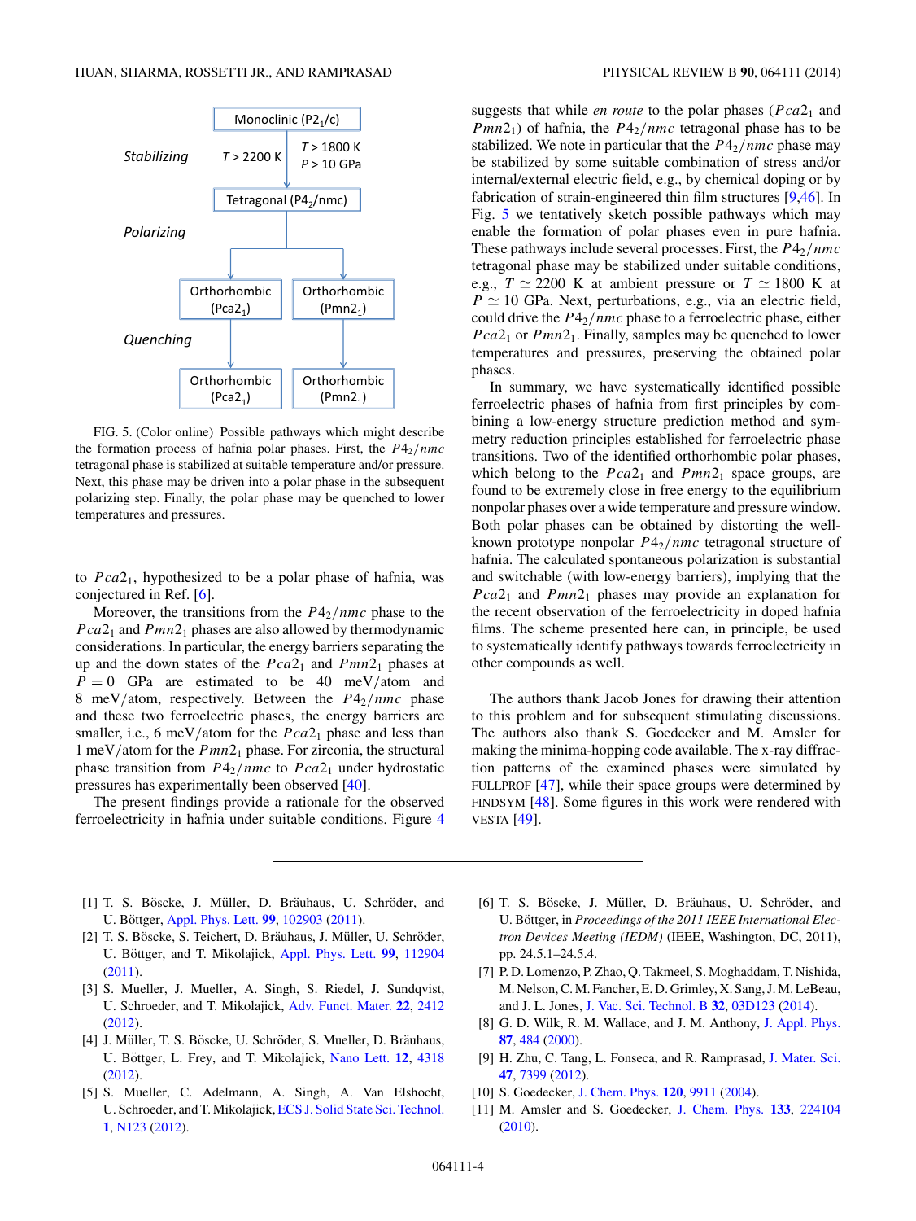FIG. 5. (Color online) Possible pathways which might describe the formation process of hafnia polar phases. First, the $P4_2/nmc$ tetragonal phase is stabilized at suitable temperature and/or pressure. Next, this phase may be driven into a polar phase in the subsequent polarizing step. Finally, the polar phase may be quenched to lower temperatures and pressures.

to $Pca2_1$, hypothesized to be a polar phase of hafnia, was conjectured in Ref. [6].

Moreover, the transitions from the $P4_2/nmc$ phase to the $Pca2_1$ and $Pmn2_1$ phases are also allowed by thermodynamic considerations. In particular, the energy barriers separating the up and the down states of the $Pca2_1$ and $Pmn2_1$ phases at $P = 0$ GPa are estimated to be 40 meV/atom and 8 meV/atom, respectively. Between the $P4_2/nmc$ phase and these two ferroelectric phases, the energy barriers are smaller, i.e., 6 meV/atom for the $Pca2_1$ phase and less than 1 meV/atom for the $Pmn2_1$ phase. For zirconia, the structural phase transition from $P4_2/nmc$ to $Pca2_1$ under hydrostatic pressures has experimentally been observed [40].

The present findings provide a rationale for the observed ferroelectricity in hafnia under suitable conditions. Figure 4 suggests that while *en route* to the polar phases ($Pca2_1$ and $Pmn2_1$) of hafnia, the $P4_2/nmc$ tetragonal phase has to be stabilized. We note in particular that the $P4_2/nmc$ phase may be stabilized by some suitable combination of stress and/or internal/external electric field, e.g., by chemical doping or by fabrication of strain-engineered thin film structures [9,46]. In Fig. 5 we tentatively sketch possible pathways which may enable the formation of polar phases even in pure hafnia. These pathways include several processes. First, the $P4_2/nmc$ tetragonal phase may be stabilized under suitable conditions, e.g., $T \simeq 2200$ K at ambient pressure or $T \simeq 1800$ K at $P \simeq 10$ GPa. Next, perturbations, e.g., via an electric field, could drive the $P4_2/nmc$ phase to a ferroelectric phase, either $Pca2_1$ or $Pmn2_1$. Finally, samples may be quenched to lower temperatures and pressures, preserving the obtained polar phases.

In summary, we have systematically identified possible ferroelectric phases of hafnia from first principles by combining a low-energy structure prediction method and symmetry reduction principles established for ferroelectric phase transitions. Two of the identified orthorhombic polar phases, which belong to the $Pca2_1$ and $Pmn2_1$ space groups, are found to be extremely close in free energy to the equilibrium nonpolar phases over a wide temperature and pressure window. Both polar phases can be obtained by distorting the well-known prototype nonpolar $P4_2/nmc$ tetragonal structure of hafnia. The calculated spontaneous polarization is substantial and switchable (with low-energy barriers), implying that the $Pca2_1$ and $Pmn2_1$ phases may provide an explanation for the recent observation of the ferroelectricity in doped hafnia films. The scheme presented here can, in principle, be used to systematically identify pathways towards ferroelectricity in other compounds as well.

The authors thank Jacob Jones for drawing their attention to this problem and for subsequent stimulating discussions. The authors also thank S. Goedecker and M. Amsler for making the minima-hopping code available. The x-ray diffraction patterns of the examined phases were simulated by FULLPROF [47], while their space groups were determined by FINDSYM [48]. Some figures in this work were rendered with VESTA [49].

[1] T. S. Böscke, J. Müller, D. Bräuhaus, U. Schröder, and U. Böttger, Appl. Phys. Lett. **99**, 102903 (2011).

[2] T. S. Böscke, S. Teichert, D. Bräuhaus, J. Müller, U. Schröder, U. Böttger, and T. Mikolajick, Appl. Phys. Lett. **99**, 112904 (2011).

[3] S. Mueller, J. Mueller, A. Singh, S. Riedel, J. Sundqvist, U. Schroeder, and T. Mikolajick, Adv. Funct. Mater. **22**, 2412 (2012).

[4] J. Müller, T. S. Böscke, U. Schröder, S. Mueller, D. Bräuhaus, U. Böttger, L. Frey, and T. Mikolajick, Nano Lett. **12**, 4318 (2012).

[5] S. Mueller, C. Adelmann, A. Singh, A. Van Elshocht, U. Schroeder, and T. Mikolajick, ECS J. Solid State Sci. Technol. **1**, N123 (2012).

[6] T. S. Böscke, J. Müller, D. Bräuhaus, U. Schröder, and U. Böttger, in *Proceedings of the 2011 IEEE International Electron Devices Meeting (IEDM)* (IEEE, Washington, DC, 2011), pp. 24.5.1–24.5.4.

[7] P. D. Lomenzo, P. Zhao, Q. Takmeel, S. Moghaddam, T. Nishida, M. Nelson, C. M. Fancher, E. D. Grimley, X. Sang, J. M. LeBeau, and J. L. Jones, J. Vac. Sci. Technol. B **32**, 03D123 (2014).

[8] G. D. Wilk, R. M. Wallace, and J. M. Anthony, J. Appl. Phys. **87**, 484 (2000).

[9] H. Zhu, C. Tang, L. Fonseca, and R. Ramprasad, J. Mater. Sci. **47**, 7399 (2012).

[10] S. Goedecker, J. Chem. Phys. **120**, 9911 (2004).

[11] M. Amsler and S. Goedecker, J. Chem. Phys. **133**, 224104 (2010).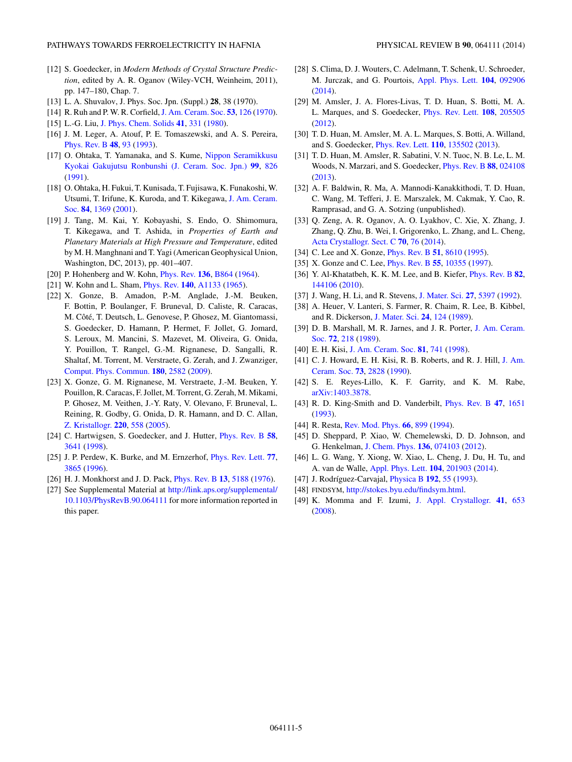[12] S. Goedecker, in *Modern Methods of Crystal Structure Prediction*, edited by A. R. Oganov (Wiley-VCH, Weinheim, 2011), pp. 147–180, Chap. 7.

[13] L. A. Shuvalov, J. Phys. Soc. Jpn. (Suppl.) **28**, 38 (1970).

[14] R. Ruh and P. W. R. Corfield, J. Am. Ceram. Soc. **53**, 126 (1970).

[15] L.-G. Liu, J. Phys. Chem. Solids **41**, 331 (1980).

[16] J. M. Leger, A. Atouf, P. E. Tomaszewski, and A. S. Pereira, Phys. Rev. B **48**, 93 (1993).

[17] O. Ohtaka, T. Yamanaka, and S. Kume, Nippon Seramikkusu Kyokai Gakujutsu Ronbunshi (J. Ceram. Soc. Jpn.) **99**, 826 (1991).

[18] O. Ohtaka, H. Fukui, T. Kunisada, T. Fujisawa, K. Funakoshi, W. Utsumi, T. Irifune, K. Kuroda, and T. Kikegawa, J. Am. Ceram. Soc. **84**, 1369 (2001).

[19] J. Tang, M. Kai, Y. Kobayashi, S. Endo, O. Shimomura, T. Kikegawa, and T. Ashida, in *Properties of Earth and Planetary Materials at High Pressure and Temperature*, edited by M. H. Manghnani and T. Yagi (American Geophysical Union, Washington, DC, 2013), pp. 401–407.

[20] P. Hohenberg and W. Kohn, Phys. Rev. **136**, B864 (1964).

[21] W. Kohn and L. Sham, Phys. Rev. **140**, A1133 (1965).

[22] X. Gonze, B. Amadon, P.-M. Anglade, J.-M. Beuken, F. Bottin, P. Boulanger, F. Bruneval, D. Caliste, R. Caracas, M. Côté, T. Deutsch, L. Genovese, P. Ghosez, M. Giantomassi, S. Goedecker, D. Hamann, P. Hermet, F. Jollet, G. Jomard, S. Leroux, M. Mancini, S. Mazevet, M. Oliveira, G. Onida, Y. Pouillon, T. Rangel, G.-M. Rignanese, D. Sangalli, R. Shaltaf, M. Torrent, M. Verstraete, G. Zerah, and J. Zwanziger, Comput. Phys. Commun. **180**, 2582 (2009).

[23] X. Gonze, G. M. Rignanese, M. Verstraete, J.-M. Beuken, Y. Pouillon, R. Caracas, F. Jollet, M. Torrent, G. Zerah, M. Mikami, P. Ghosez, M. Veithen, J.-Y. Raty, V. Olevano, F. Bruneval, L. Reining, R. Godby, G. Onida, D. R. Hamann, and D. C. Allan, Z. Kristallogr. **220**, 558 (2005).

[24] C. Hartwigsen, S. Goedecker, and J. Hutter, Phys. Rev. B **58**, 3641 (1998).

[25] J. P. Perdew, K. Burke, and M. Ernzerhof, Phys. Rev. Lett. **77**, 3865 (1996).

[26] H. J. Monkhorst and J. D. Pack, Phys. Rev. B **13**, 5188 (1976).

[27] See Supplemental Material at http://link.aps.org/supplemental/10.1103/PhysRevB.90.064111 for more information reported in this paper.

[28] S. Clima, D. J. Wouters, C. Adelmann, T. Schenk, U. Schroeder, M. Jurczak, and G. Pourtois, Appl. Phys. Lett. **104**, 092906 (2014).

[29] M. Amsler, J. A. Flores-Livas, T. D. Huan, S. Botti, M. A. L. Marques, and S. Goedecker, Phys. Rev. Lett. **108**, 205505 (2012).

[30] T. D. Huan, M. Amsler, M. A. L. Marques, S. Botti, A. Willand, and S. Goedecker, Phys. Rev. Lett. **110**, 135502 (2013).

[31] T. D. Huan, M. Amsler, R. Sabatini, V. N. Tuoc, N. B. Le, L. M. Woods, N. Marzari, and S. Goedecker, Phys. Rev. B **88**, 024108 (2013).

[32] A. F. Baldwin, R. Ma, A. Mannodi-Kanakkithodi, T. D. Huan, C. Wang, M. Tefferi, J. E. Marszalek, M. Cakmak, Y. Cao, R. Ramprasad, and G. A. Sotzing (unpublished).

[33] Q. Zeng, A. R. Oganov, A. O. Lyakhov, C. Xie, X. Zhang, J. Zhang, Q. Zhu, B. Wei, I. Grigorenko, L. Zhang, and L. Cheng, Acta Crystallogr. Sect. C **70**, 76 (2014).

[34] C. Lee and X. Gonze, Phys. Rev. B **51**, 8610 (1995).

[35] X. Gonze and C. Lee, Phys. Rev. B **55**, 10355 (1997).

[36] Y. Al-Khatatbeh, K. K. M. Lee, and B. Kiefer, Phys. Rev. B **82**, 144106 (2010).

[37] J. Wang, H. Li, and R. Stevens, J. Mater. Sci. **27**, 5397 (1992).

[38] A. Heuer, V. Lanteri, S. Farmer, R. Chaim, R. Lee, B. Kibbel, and R. Dickerson, J. Mater. Sci. **24**, 124 (1989).

[39] D. B. Marshall, M. R. Jarnes, and J. R. Porter, J. Am. Ceram. Soc. **72**, 218 (1989).

[40] E. H. Kisi, J. Am. Ceram. Soc. **81**, 741 (1998).

[41] C. J. Howard, E. H. Kisi, R. B. Roberts, and R. J. Hill, J. Am. Ceram. Soc. **73**, 2828 (1990).

[42] S. E. Reyes-Lillo, K. F. Garrity, and K. M. Rabe, arXiv:1403.3878.

[43] R. D. King-Smith and D. Vanderbilt, Phys. Rev. B **47**, 1651 (1993).

[44] R. Resta, Rev. Mod. Phys. **66**, 899 (1994).

[45] D. Sheppard, P. Xiao, W. Chemelewski, D. D. Johnson, and G. Henkelman, J. Chem. Phys. **136**, 074103 (2012).

[46] L. G. Wang, Y. Xiong, W. Xiao, L. Cheng, J. Du, H. Tu, and A. van de Walle, Appl. Phys. Lett. **104**, 201903 (2014).

[47] J. Rodríguez-Carvajal, Physica B **192**, 55 (1993).

[48] FINDSYM, http://stokes.byu.edu/findsym.html.

[49] K. Momma and F. Izumi, J. Appl. Crystallogr. **41**, 653 (2008).